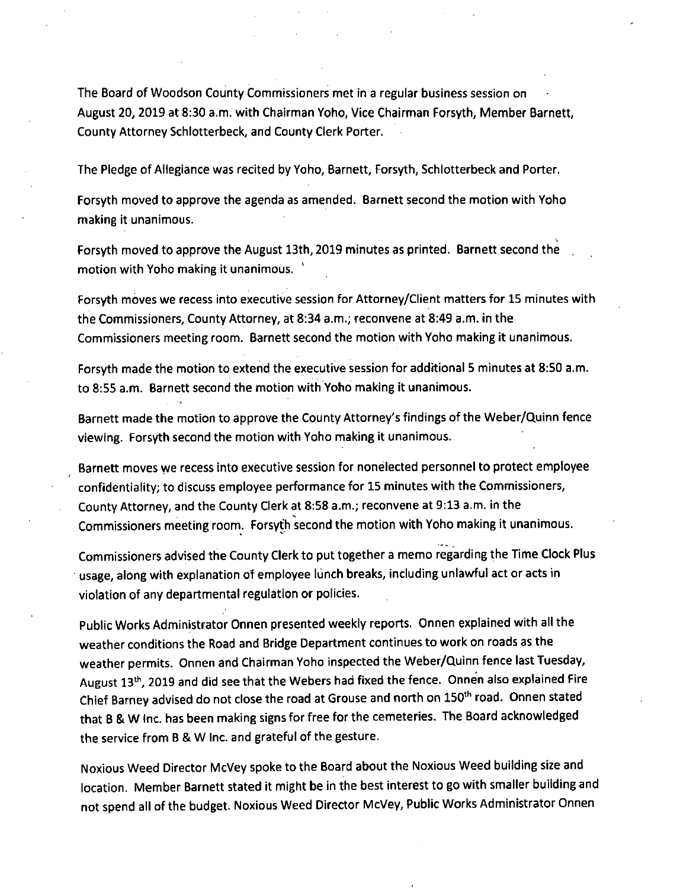The Board of Woodson County Commissioners met in a regular business session on August 20, 2019 at 8:30 a.m. with Chairman Yoho, Vice Chairman Forsyth, Member Barnett, County Attorney Schlotterbeck, and County Clerk Porter.

The Pledge of Allegiance was recited by Yoho, Barnett, Forsyth, Schlotterbeck and Porter.

Forsyth moved to approve the agenda as amended. Barnett second the motion with Yoho making it unanimous.

Forsyth moved to approve the August 13th, 2019 minutes as printed. Barnett second the motion with Yoho making it unanimous.

Forsyth moves we recess into executive session for Attorney/Client matters for 15 minutes with the Commissioners, County Attorney, at 8:34 a.m.; reconvene at 8:49 a.m. in the Commissioners meeting room. Barnett second the motion with Yoho making it unanimous.

Forsyth made the motion to extend the executive session for additional 5 minutes at 8:50 a.m. to 8:55 a.m. Barnett second the motion with Yoho making it unanimous.

Barnett made the motion to approve the County Attorney's findings of the Weber/Quinn fence viewing. Forsyth second the motion with Yoho making it unanimous.

Barnett moves we recess into executive session for nonelected personnel to protect employee confidentiality; to discuss employee performance for 15 minutes with the Commissioners, County Attorney, and the County Clerk at 8:58 a.m.; reconvene at 9:13 a.m. in the Commissioners meeting room. Forsyth second the motion with Yoho making it unanimous.

Commissioners advised the County Clerk to put together a memo regarding the Time Clock Plus usage, along with explanation of employee lunch breaks, including unlawful act or acts in violation of any departmental regulation or policies.

Public Works Administrator Onnen presented weekly reports. Onnen explained with all the weather conditions the Road and Bridge Department continues to work on roads as the weather permits. Onnen and Chairman Yoho inspected the Weber/Quinn fence last Tuesday, August 13th, 2019 and did see that the Webers had fixed the fence. Onnen also explained Fire Chief Barney advised do not close the road at Grouse and north on 150th road. Onnen stated that B & W Inc. has been making signs for free for the cemeteries. The Board acknowledged the service from B & W Inc. and grateful of the gesture.

Noxious Weed Director McVey spoke to the Board about the Noxious Weed building size and location. Member Barnett stated it might be in the best interest to go with smaller building and not spend all of the budget. Noxious Weed Director McVey, Public Works Administrator Onnen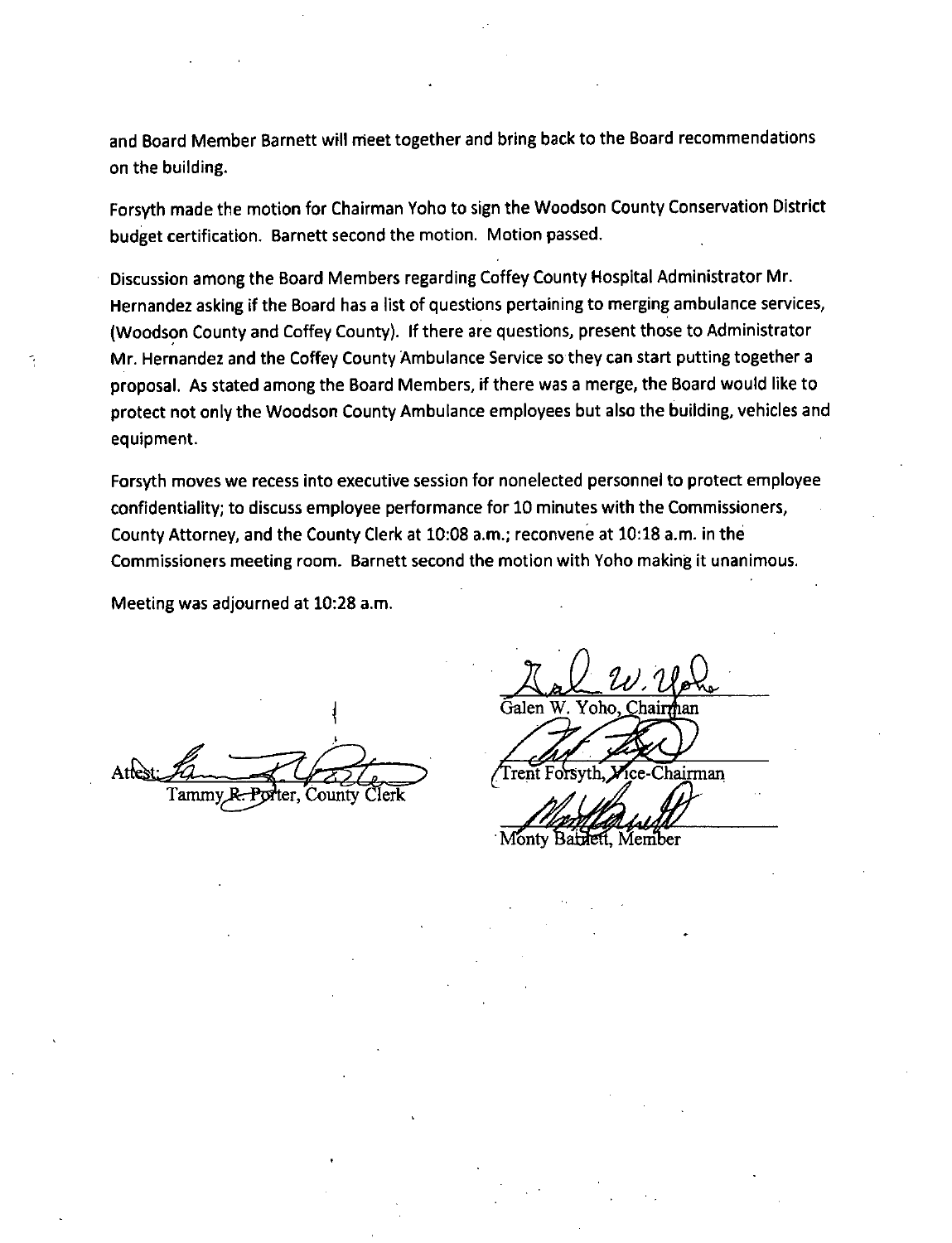and Board Member Barnett will meet together and bring back to the Board recommendations on the building.

Forsyth made the motion for Chairman Yoho to sign the Woodson County Conservation District budget certification. Barnett second the motion. Motion passed.

Discussion among the Board Members regarding Coffey County Hospital Administrator Mr. Hernandez asking if the Board has a list of questions pertaining to merging ambulance services, (Woodson County and Coffey County). If there are questions, present those to Administrator Mr. Hernandez and the Coffey County Ambulance Service so they can start putting together a proposal. As stated among the Board Members, if there was a merge, the Board would like to protect not only the Woodson County Ambulance employees but also the building, vehicles and equipment.

Forsyth moves we recess into executive session for nonelected personnel to protect employee confidentiality; to discuss employee performance for 10 minutes with the Commissioners, County Attorney, and the County Clerk at 10:08 a.m.; reconvene at 10:18 a.m. in the Commissioners meeting room. Barnett second the motion with Yoho making it unanimous.

Meeting was adjourned at 10:28 a.m.

Galen W. Yoho, Chairman

Trent Forsyth, Vice-Chairman

Monty Barnett, Member

Attest: Tammy R. Porter, County Clerk